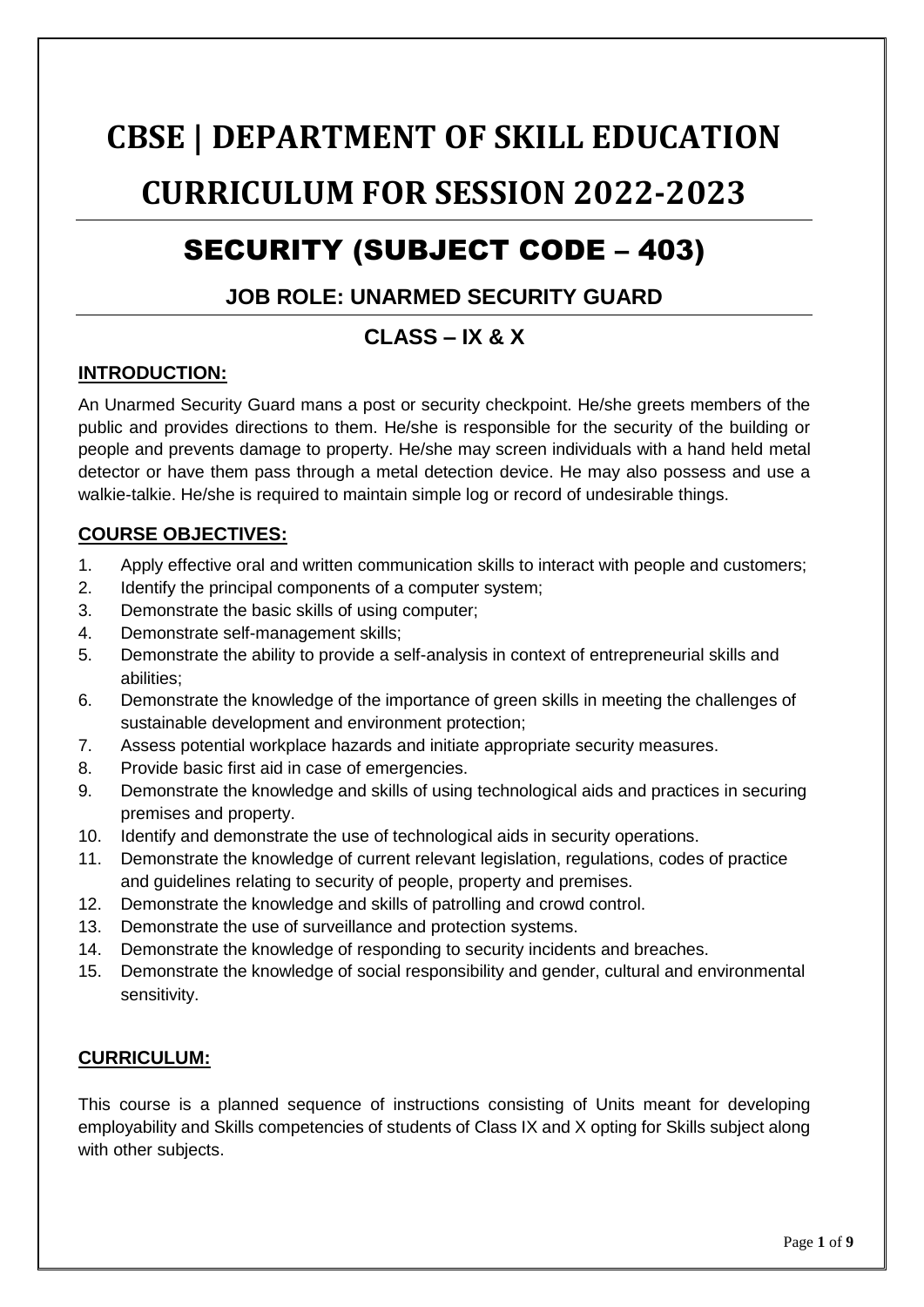# CBSE | DEPARTMENT OF SKILL EDUCATION

# CURRICULUM FOR SESSION 2022-2023

## SECURITY (SUBJECT CODE – 403)

### JOB ROLE: UNARMED SECURITY GUARD

### CLASS – IX & X

**INTRODUCTION:**

An Unarmed Security Guard mans a post or security checkpoint. He/she greets members of the public and provides directions to them. He/she is responsible for the security of the building or people and prevents damage to property. He/she may screen individuals with a hand held metal detector or have them pass through a metal detection device. He may also possess and use a walkie-talkie. He/she is required to maintain simple log or record of undesirable things.

**COURSE OBJECTIVES:**

1. Apply effective oral and written communication skills to interact with people and customers;
2. Identify the principal components of a computer system;
3. Demonstrate the basic skills of using computer;
4. Demonstrate self-management skills;
5. Demonstrate the ability to provide a self-analysis in context of entrepreneurial skills and abilities;
6. Demonstrate the knowledge of the importance of green skills in meeting the challenges of sustainable development and environment protection;
7. Assess potential workplace hazards and initiate appropriate security measures.
8. Provide basic first aid in case of emergencies.
9. Demonstrate the knowledge and skills of using technological aids and practices in securing premises and property.
10. Identify and demonstrate the use of technological aids in security operations.
11. Demonstrate the knowledge of current relevant legislation, regulations, codes of practice and guidelines relating to security of people, property and premises.
12. Demonstrate the knowledge and skills of patrolling and crowd control.
13. Demonstrate the use of surveillance and protection systems.
14. Demonstrate the knowledge of responding to security incidents and breaches.
15. Demonstrate the knowledge of social responsibility and gender, cultural and environmental sensitivity.

**CURRICULUM:**

This course is a planned sequence of instructions consisting of Units meant for developing employability and Skills competencies of students of Class IX and X opting for Skills subject along with other subjects.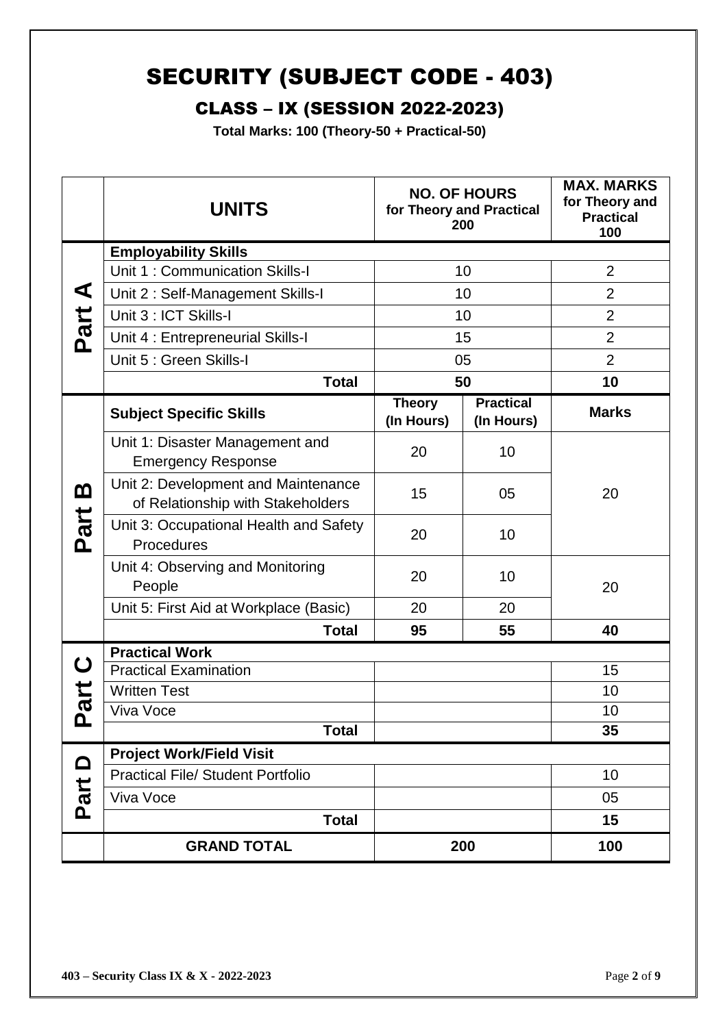# SECURITY (SUBJECT CODE - 403)

## CLASS – IX (SESSION 2022-2023)

**Total Marks: 100 (Theory-50 + Practical-50)**

| | **UNITS** | **NO. OF HOURS for Theory and Practical 200** | | **MAX. MARKS for Theory and Practical 100** |
|---|---|---|---|---|
| **Part A** | **Employability Skills** | | | |
| | Unit 1 : Communication Skills-I | 10 | | 2 |
| | Unit 2 : Self-Management Skills-I | 10 | | 2 |
| | Unit 3 : ICT Skills-I | 10 | | 2 |
| | Unit 4 : Entrepreneurial Skills-I | 15 | | 2 |
| | Unit 5 : Green Skills-I | 05 | | 2 |
| | **Total** | **50** | | **10** |
| **Part B** | **Subject Specific Skills** | **Theory (In Hours)** | **Practical (In Hours)** | **Marks** |
| | Unit 1: Disaster Management and Emergency Response | 20 | 10 | 20 |
| | Unit 2: Development and Maintenance of Relationship with Stakeholders | 15 | 05 | |
| | Unit 3: Occupational Health and Safety Procedures | 20 | 10 | |
| | Unit 4: Observing and Monitoring People | 20 | 10 | 20 |
| | Unit 5: First Aid at Workplace (Basic) | 20 | 20 | |
| | **Total** | **95** | **55** | **40** |
| **Part C** | **Practical Work** | | | |
| | Practical Examination | | | 15 |
| | Written Test | | | 10 |
| | Viva Voce | | | 10 |
| | **Total** | | | **35** |
| **Part D** | **Project Work/Field Visit** | | | |
| | Practical File/ Student Portfolio | | | 10 |
| | Viva Voce | | | 05 |
| | **Total** | | | **15** |
| | **GRAND TOTAL** | **200** | | **100** |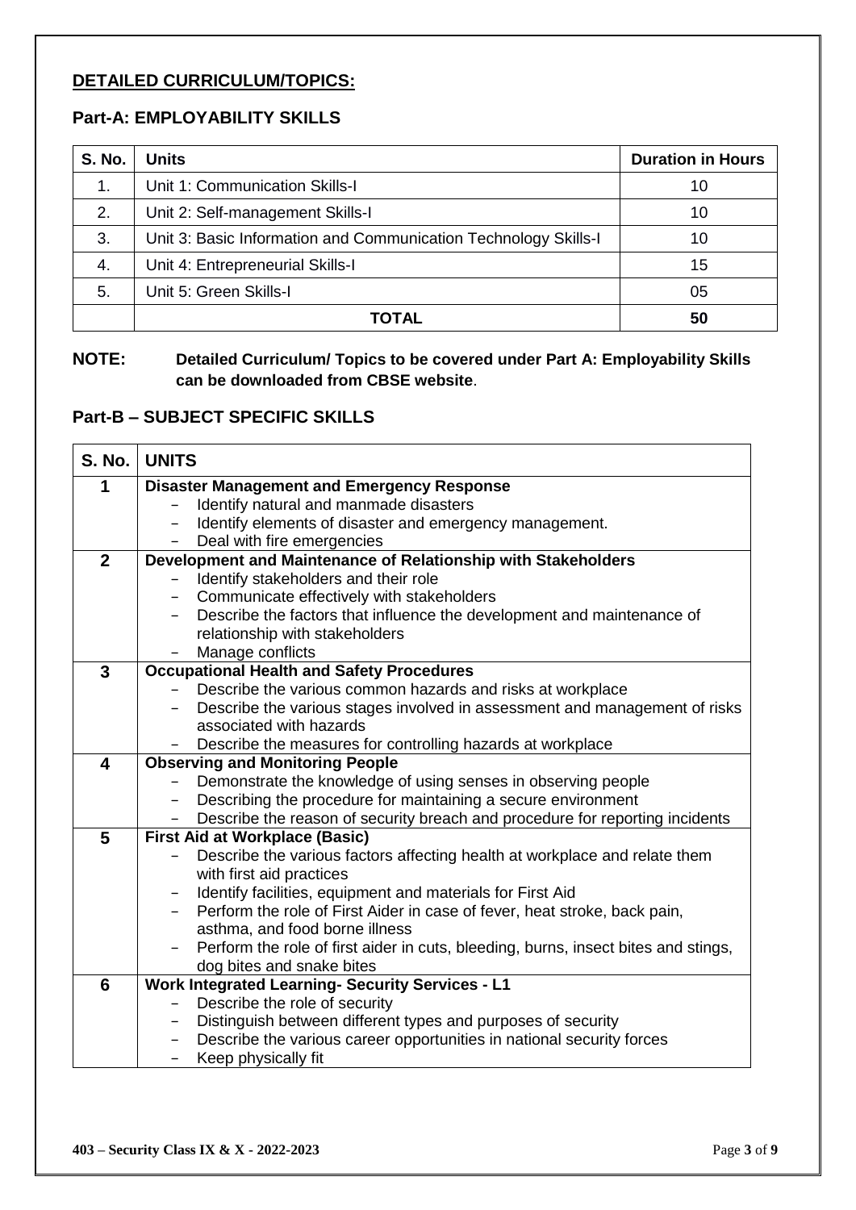## DETAILED CURRICULUM/TOPICS:

### Part-A: EMPLOYABILITY SKILLS

| S. No. | Units | Duration in Hours |
|---|---|---|
| 1. | Unit 1: Communication Skills-I | 10 |
| 2. | Unit 2: Self-management Skills-I | 10 |
| 3. | Unit 3: Basic Information and Communication Technology Skills-I | 10 |
| 4. | Unit 4: Entrepreneurial Skills-I | 15 |
| 5. | Unit 5: Green Skills-I | 05 |
| | **TOTAL** | **50** |

**NOTE:** **Detailed Curriculum/ Topics to be covered under Part A: Employability Skills can be downloaded from CBSE website**.

### Part-B – SUBJECT SPECIFIC SKILLS

| S. No. | UNITS |
|---|---|
| **1** | **Disaster Management and Emergency Response**<br>– Identify natural and manmade disasters<br>– Identify elements of disaster and emergency management.<br>– Deal with fire emergencies |
| **2** | **Development and Maintenance of Relationship with Stakeholders**<br>– Identify stakeholders and their role<br>– Communicate effectively with stakeholders<br>– Describe the factors that influence the development and maintenance of relationship with stakeholders<br>– Manage conflicts |
| **3** | **Occupational Health and Safety Procedures**<br>– Describe the various common hazards and risks at workplace<br>– Describe the various stages involved in assessment and management of risks associated with hazards<br>– Describe the measures for controlling hazards at workplace |
| **4** | **Observing and Monitoring People**<br>– Demonstrate the knowledge of using senses in observing people<br>– Describing the procedure for maintaining a secure environment<br>– Describe the reason of security breach and procedure for reporting incidents |
| **5** | **First Aid at Workplace (Basic)**<br>– Describe the various factors affecting health at workplace and relate them with first aid practices<br>– Identify facilities, equipment and materials for First Aid<br>– Perform the role of First Aider in case of fever, heat stroke, back pain, asthma, and food borne illness<br>– Perform the role of first aider in cuts, bleeding, burns, insect bites and stings, dog bites and snake bites |
| **6** | **Work Integrated Learning- Security Services - L1**<br>– Describe the role of security<br>– Distinguish between different types and purposes of security<br>– Describe the various career opportunities in national security forces<br>– Keep physically fit |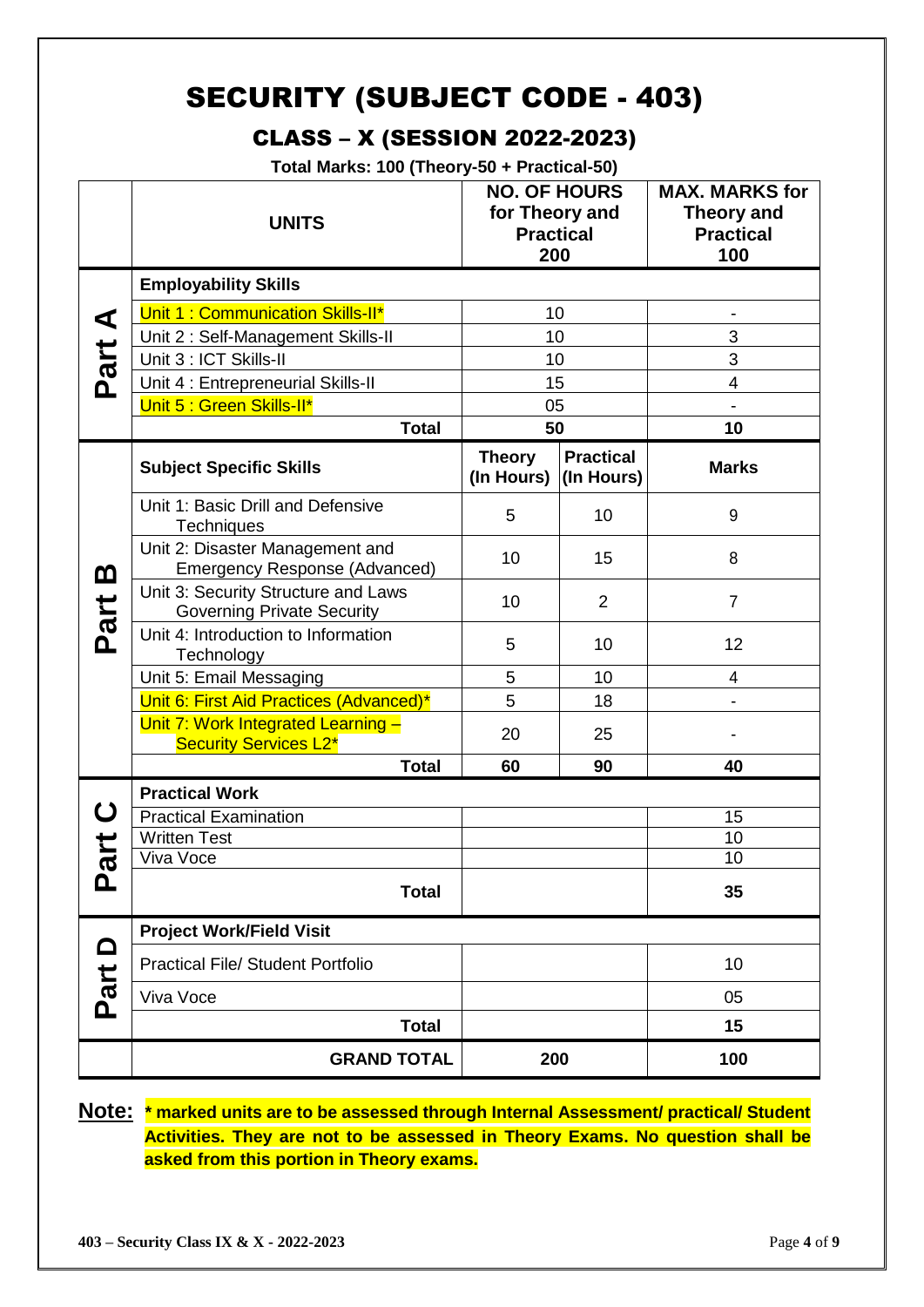# SECURITY (SUBJECT CODE - 403)

## CLASS – X (SESSION 2022-2023)

**Total Marks: 100 (Theory-50 + Practical-50)**

| | UNITS | NO. OF HOURS for Theory and Practical 200 | | MAX. MARKS for Theory and Practical 100 |
|---|---|---|---|---|
| Part A | **Employability Skills** | | | |
| | Unit 1 : Communication Skills-II* | 10 | | - |
| | Unit 2 : Self-Management Skills-II | 10 | | 3 |
| | Unit 3 : ICT Skills-II | 10 | | 3 |
| | Unit 4 : Entrepreneurial Skills-II | 15 | | 4 |
| | Unit 5 : Green Skills-II* | 05 | | - |
| | **Total** | **50** | | **10** |
| Part B | **Subject Specific Skills** | **Theory (In Hours)** | **Practical (In Hours)** | **Marks** |
| | Unit 1: Basic Drill and Defensive Techniques | 5 | 10 | 9 |
| | Unit 2: Disaster Management and Emergency Response (Advanced) | 10 | 15 | 8 |
| | Unit 3: Security Structure and Laws Governing Private Security | 10 | 2 | 7 |
| | Unit 4: Introduction to Information Technology | 5 | 10 | 12 |
| | Unit 5: Email Messaging | 5 | 10 | 4 |
| | Unit 6: First Aid Practices (Advanced)* | 5 | 18 | - |
| | Unit 7: Work Integrated Learning – Security Services L2* | 20 | 25 | - |
| | **Total** | **60** | **90** | **40** |
| Part C | **Practical Work** | | | |
| | Practical Examination | | | 15 |
| | Written Test | | | 10 |
| | Viva Voce | | | 10 |
| | **Total** | | | **35** |
| Part D | **Project Work/Field Visit** | | | |
| | Practical File/ Student Portfolio | | | 10 |
| | Viva Voce | | | 05 |
| | **Total** | | | **15** |
| | **GRAND TOTAL** | **200** | | **100** |

**Note:** **\* marked units are to be assessed through Internal Assessment/ practical/ Student Activities. They are not to be assessed in Theory Exams. No question shall be asked from this portion in Theory exams.**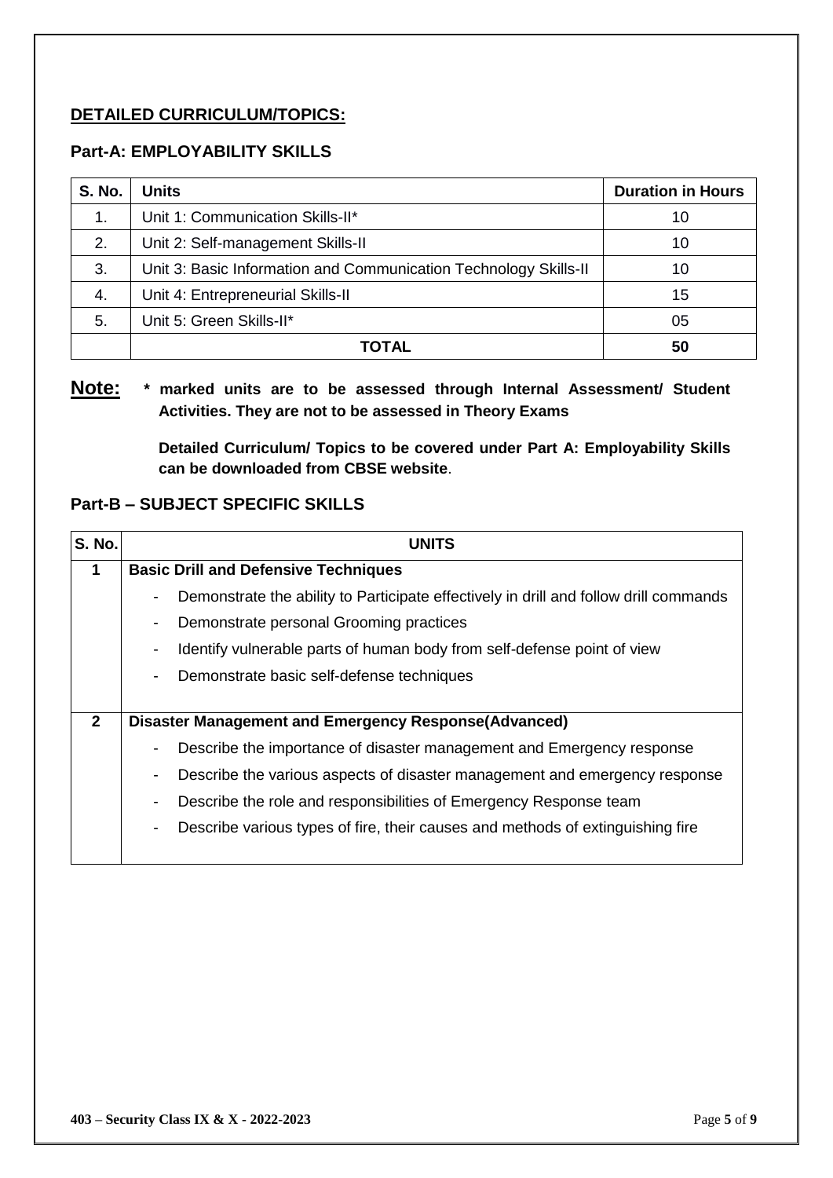## DETAILED CURRICULUM/TOPICS:

### Part-A: EMPLOYABILITY SKILLS

| S. No. | Units | Duration in Hours |
|---|---|---|
| 1. | Unit 1: Communication Skills-II* | 10 |
| 2. | Unit 2: Self-management Skills-II | 10 |
| 3. | Unit 3: Basic Information and Communication Technology Skills-II | 10 |
| 4. | Unit 4: Entrepreneurial Skills-II | 15 |
| 5. | Unit 5: Green Skills-II* | 05 |
| | **TOTAL** | **50** |

**Note:** **\* marked units are to be assessed through Internal Assessment/ Student Activities. They are not to be assessed in Theory Exams**

**Detailed Curriculum/ Topics to be covered under Part A: Employability Skills can be downloaded from CBSE website**.

### Part-B – SUBJECT SPECIFIC SKILLS

| S. No. | UNITS |
|---|---|
| **1** | **Basic Drill and Defensive Techniques**<br>- Demonstrate the ability to Participate effectively in drill and follow drill commands<br>- Demonstrate personal Grooming practices<br>- Identify vulnerable parts of human body from self-defense point of view<br>- Demonstrate basic self-defense techniques |
| **2** | **Disaster Management and Emergency Response(Advanced)**<br>- Describe the importance of disaster management and Emergency response<br>- Describe the various aspects of disaster management and emergency response<br>- Describe the role and responsibilities of Emergency Response team<br>- Describe various types of fire, their causes and methods of extinguishing fire |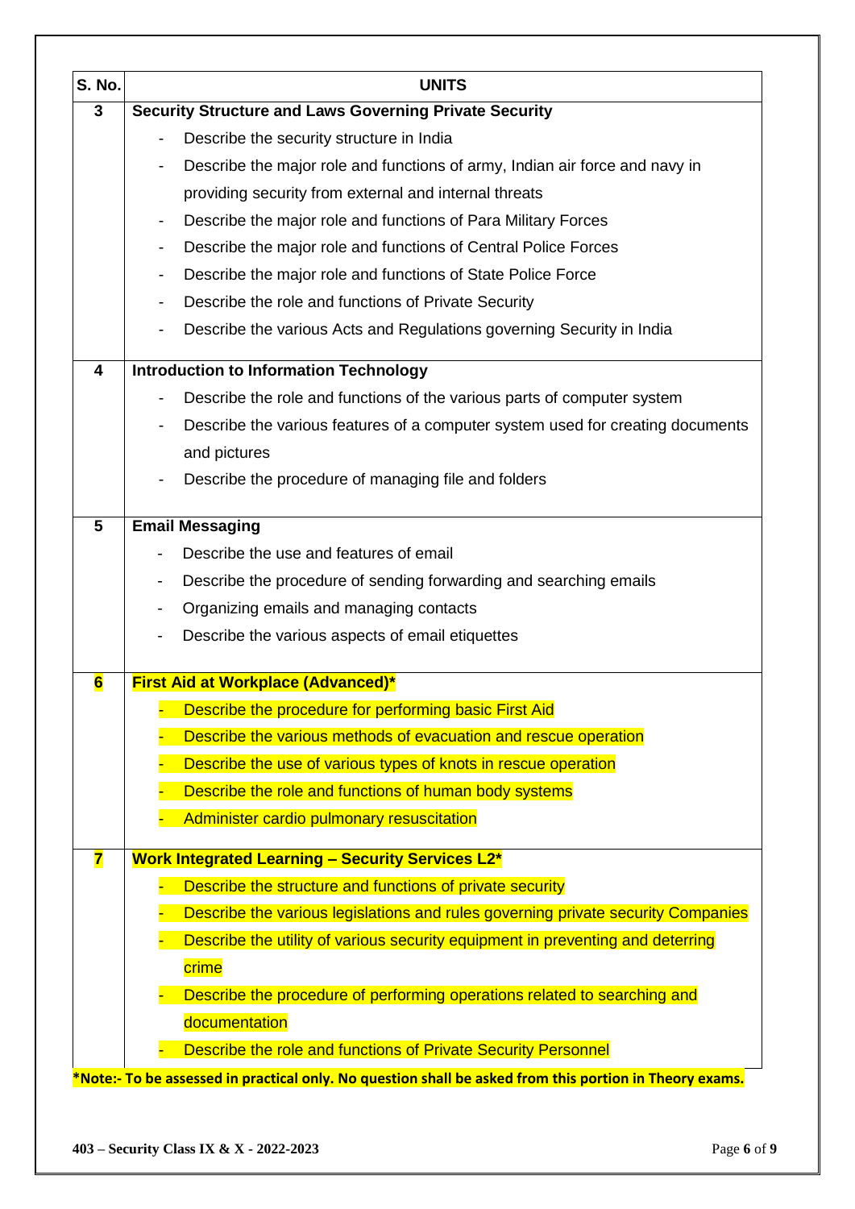| S. No. | UNITS |
|---|---|
| 3 | **Security Structure and Laws Governing Private Security**<br>- Describe the security structure in India<br>- Describe the major role and functions of army, Indian air force and navy in providing security from external and internal threats<br>- Describe the major role and functions of Para Military Forces<br>- Describe the major role and functions of Central Police Forces<br>- Describe the major role and functions of State Police Force<br>- Describe the role and functions of Private Security<br>- Describe the various Acts and Regulations governing Security in India |
| 4 | **Introduction to Information Technology**<br>- Describe the role and functions of the various parts of computer system<br>- Describe the various features of a computer system used for creating documents and pictures<br>- Describe the procedure of managing file and folders |
| 5 | **Email Messaging**<br>- Describe the use and features of email<br>- Describe the procedure of sending forwarding and searching emails<br>- Organizing emails and managing contacts<br>- Describe the various aspects of email etiquettes |
| 6 | **First Aid at Workplace (Advanced)***<br>- Describe the procedure for performing basic First Aid<br>- Describe the various methods of evacuation and rescue operation<br>- Describe the use of various types of knots in rescue operation<br>- Describe the role and functions of human body systems<br>- Administer cardio pulmonary resuscitation |
| 7 | **Work Integrated Learning – Security Services L2***<br>- Describe the structure and functions of private security<br>- Describe the various legislations and rules governing private security Companies<br>- Describe the utility of various security equipment in preventing and deterring crime<br>- Describe the procedure of performing operations related to searching and documentation<br>- Describe the role and functions of Private Security Personnel |

**\*Note:- To be assessed in practical only. No question shall be asked from this portion in Theory exams.**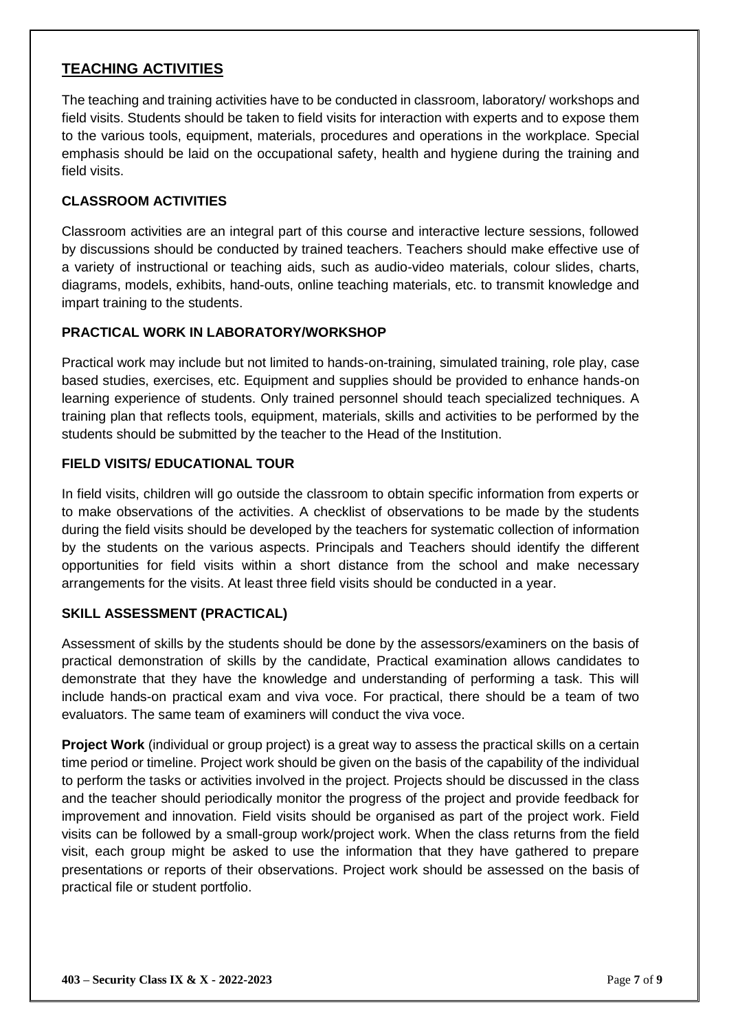## TEACHING ACTIVITIES

The teaching and training activities have to be conducted in classroom, laboratory/ workshops and field visits. Students should be taken to field visits for interaction with experts and to expose them to the various tools, equipment, materials, procedures and operations in the workplace. Special emphasis should be laid on the occupational safety, health and hygiene during the training and field visits.

### CLASSROOM ACTIVITIES

Classroom activities are an integral part of this course and interactive lecture sessions, followed by discussions should be conducted by trained teachers. Teachers should make effective use of a variety of instructional or teaching aids, such as audio-video materials, colour slides, charts, diagrams, models, exhibits, hand-outs, online teaching materials, etc. to transmit knowledge and impart training to the students.

### PRACTICAL WORK IN LABORATORY/WORKSHOP

Practical work may include but not limited to hands-on-training, simulated training, role play, case based studies, exercises, etc. Equipment and supplies should be provided to enhance hands-on learning experience of students. Only trained personnel should teach specialized techniques. A training plan that reflects tools, equipment, materials, skills and activities to be performed by the students should be submitted by the teacher to the Head of the Institution.

### FIELD VISITS/ EDUCATIONAL TOUR

In field visits, children will go outside the classroom to obtain specific information from experts or to make observations of the activities. A checklist of observations to be made by the students during the field visits should be developed by the teachers for systematic collection of information by the students on the various aspects. Principals and Teachers should identify the different opportunities for field visits within a short distance from the school and make necessary arrangements for the visits. At least three field visits should be conducted in a year.

### SKILL ASSESSMENT (PRACTICAL)

Assessment of skills by the students should be done by the assessors/examiners on the basis of practical demonstration of skills by the candidate, Practical examination allows candidates to demonstrate that they have the knowledge and understanding of performing a task. This will include hands-on practical exam and viva voce. For practical, there should be a team of two evaluators. The same team of examiners will conduct the viva voce.

**Project Work** (individual or group project) is a great way to assess the practical skills on a certain time period or timeline. Project work should be given on the basis of the capability of the individual to perform the tasks or activities involved in the project. Projects should be discussed in the class and the teacher should periodically monitor the progress of the project and provide feedback for improvement and innovation. Field visits should be organised as part of the project work. Field visits can be followed by a small-group work/project work. When the class returns from the field visit, each group might be asked to use the information that they have gathered to prepare presentations or reports of their observations. Project work should be assessed on the basis of practical file or student portfolio.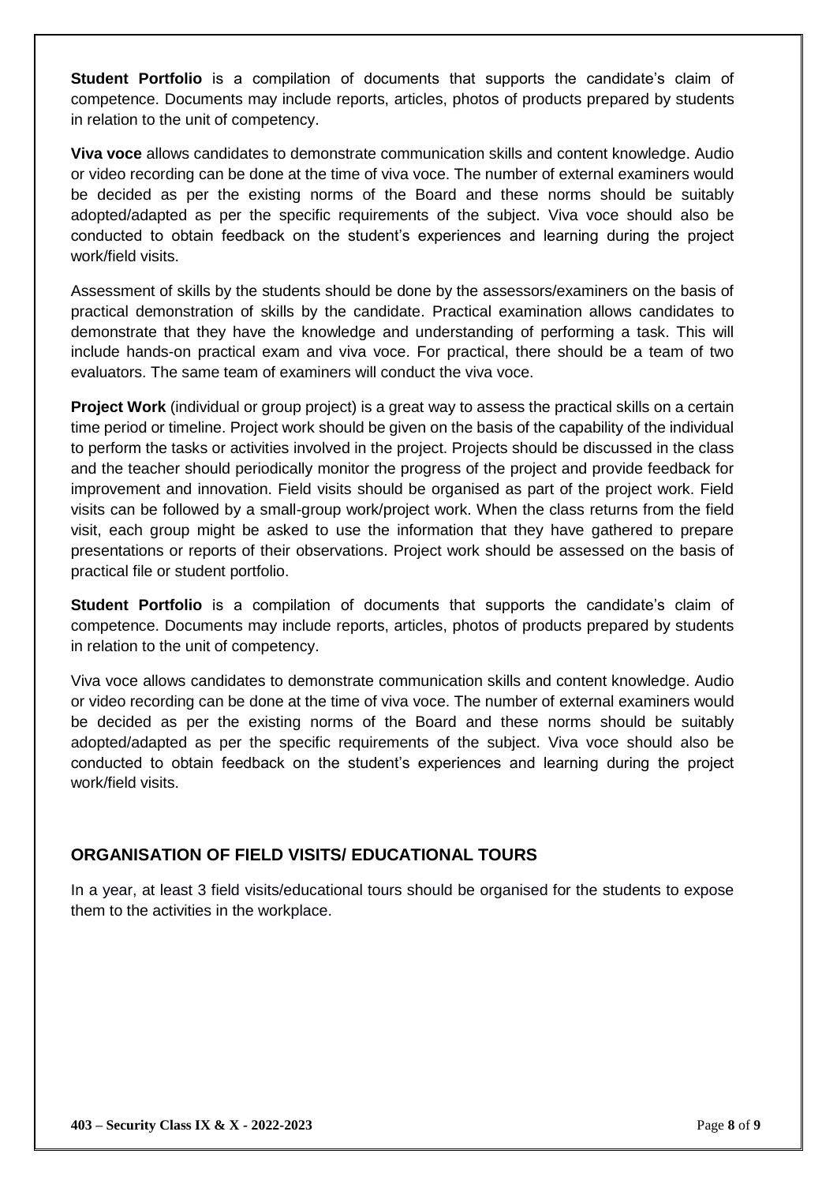**Student Portfolio** is a compilation of documents that supports the candidate's claim of competence. Documents may include reports, articles, photos of products prepared by students in relation to the unit of competency.

**Viva voce** allows candidates to demonstrate communication skills and content knowledge. Audio or video recording can be done at the time of viva voce. The number of external examiners would be decided as per the existing norms of the Board and these norms should be suitably adopted/adapted as per the specific requirements of the subject. Viva voce should also be conducted to obtain feedback on the student's experiences and learning during the project work/field visits.

Assessment of skills by the students should be done by the assessors/examiners on the basis of practical demonstration of skills by the candidate. Practical examination allows candidates to demonstrate that they have the knowledge and understanding of performing a task. This will include hands-on practical exam and viva voce. For practical, there should be a team of two evaluators. The same team of examiners will conduct the viva voce.

**Project Work** (individual or group project) is a great way to assess the practical skills on a certain time period or timeline. Project work should be given on the basis of the capability of the individual to perform the tasks or activities involved in the project. Projects should be discussed in the class and the teacher should periodically monitor the progress of the project and provide feedback for improvement and innovation. Field visits should be organised as part of the project work. Field visits can be followed by a small-group work/project work. When the class returns from the field visit, each group might be asked to use the information that they have gathered to prepare presentations or reports of their observations. Project work should be assessed on the basis of practical file or student portfolio.

**Student Portfolio** is a compilation of documents that supports the candidate's claim of competence. Documents may include reports, articles, photos of products prepared by students in relation to the unit of competency.

Viva voce allows candidates to demonstrate communication skills and content knowledge. Audio or video recording can be done at the time of viva voce. The number of external examiners would be decided as per the existing norms of the Board and these norms should be suitably adopted/adapted as per the specific requirements of the subject. Viva voce should also be conducted to obtain feedback on the student's experiences and learning during the project work/field visits.

## ORGANISATION OF FIELD VISITS/ EDUCATIONAL TOURS

In a year, at least 3 field visits/educational tours should be organised for the students to expose them to the activities in the workplace.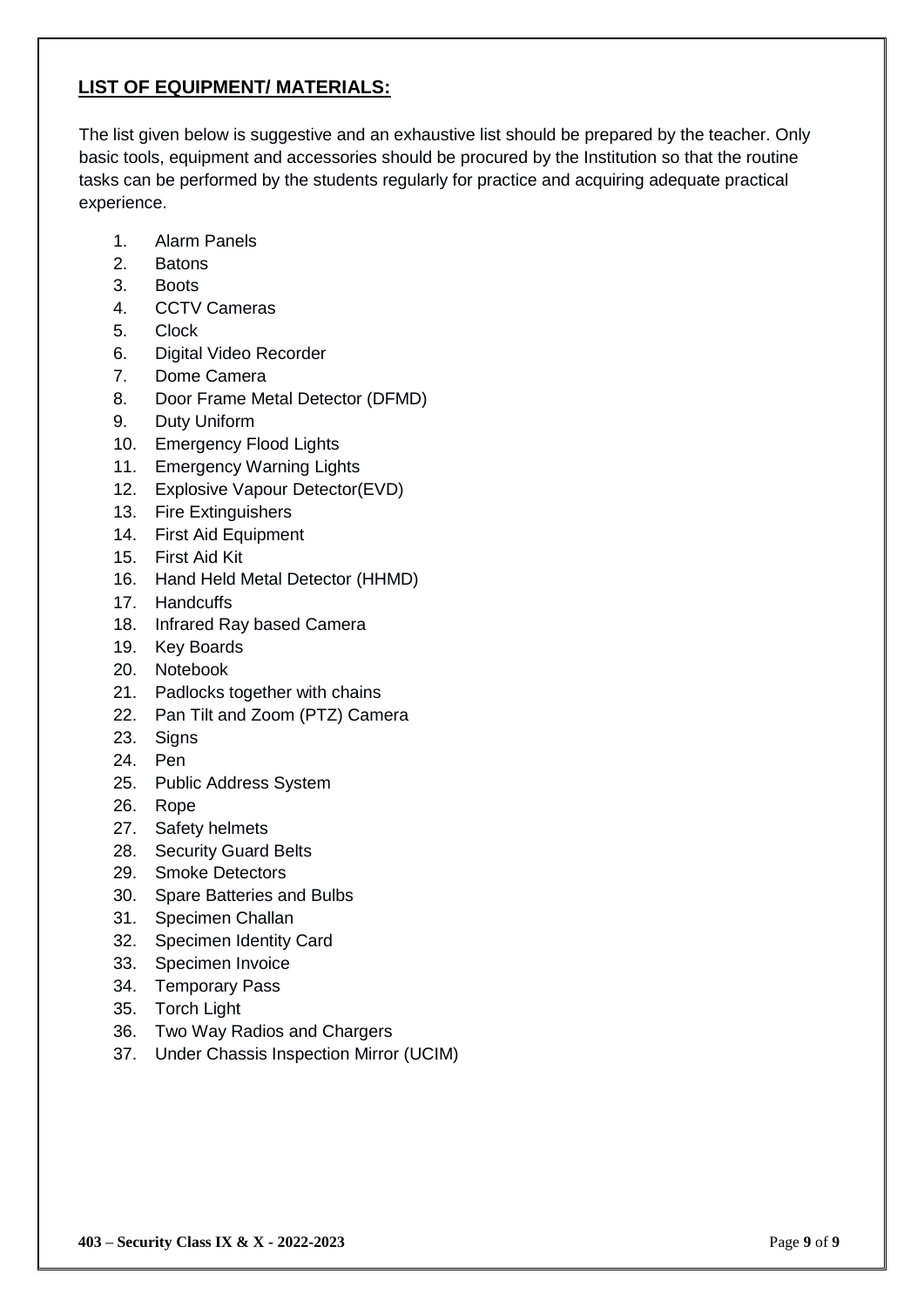## LIST OF EQUIPMENT/ MATERIALS:

The list given below is suggestive and an exhaustive list should be prepared by the teacher. Only basic tools, equipment and accessories should be procured by the Institution so that the routine tasks can be performed by the students regularly for practice and acquiring adequate practical experience.

1. Alarm Panels
2. Batons
3. Boots
4. CCTV Cameras
5. Clock
6. Digital Video Recorder
7. Dome Camera
8. Door Frame Metal Detector (DFMD)
9. Duty Uniform
10. Emergency Flood Lights
11. Emergency Warning Lights
12. Explosive Vapour Detector(EVD)
13. Fire Extinguishers
14. First Aid Equipment
15. First Aid Kit
16. Hand Held Metal Detector (HHMD)
17. Handcuffs
18. Infrared Ray based Camera
19. Key Boards
20. Notebook
21. Padlocks together with chains
22. Pan Tilt and Zoom (PTZ) Camera
23. Signs
24. Pen
25. Public Address System
26. Rope
27. Safety helmets
28. Security Guard Belts
29. Smoke Detectors
30. Spare Batteries and Bulbs
31. Specimen Challan
32. Specimen Identity Card
33. Specimen Invoice
34. Temporary Pass
35. Torch Light
36. Two Way Radios and Chargers
37. Under Chassis Inspection Mirror (UCIM)